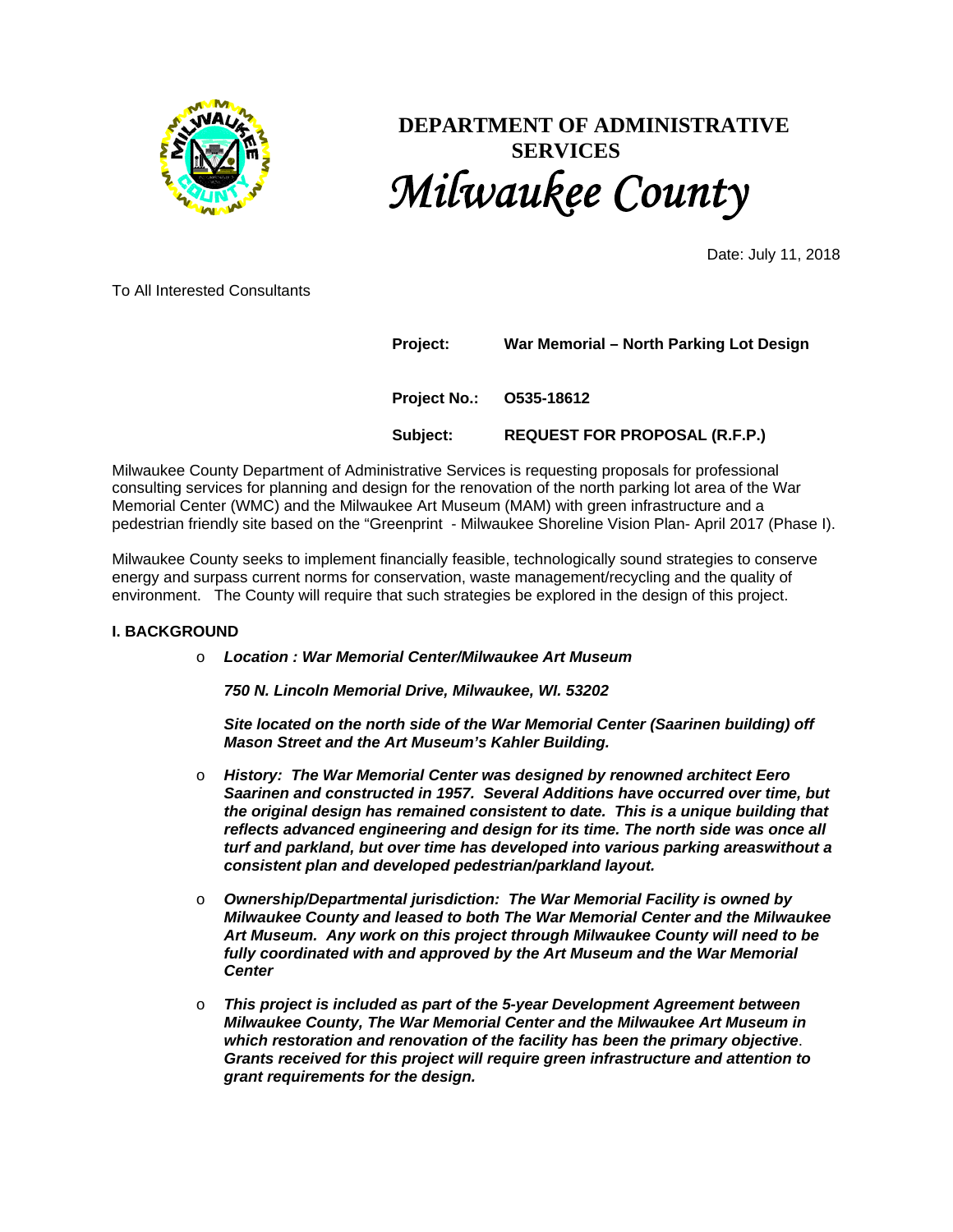# DEPARTMENT OF ADMINISTRATIVE SERVICES

## *Milwaukee County*

Date: July 11, 2018

To All Interested Consultants

**Project:** **War Memorial – North Parking Lot Design**

**Project No.:** **O535-18612**

**Subject:** **REQUEST FOR PROPOSAL (R.F.P.)**

Milwaukee County Department of Administrative Services is requesting proposals for professional consulting services for planning and design for the renovation of the north parking lot area of the War Memorial Center (WMC) and the Milwaukee Art Museum (MAM) with green infrastructure and a pedestrian friendly site based on the "Greenprint - Milwaukee Shoreline Vision Plan- April 2017 (Phase I).

Milwaukee County seeks to implement financially feasible, technologically sound strategies to conserve energy and surpass current norms for conservation, waste management/recycling and the quality of environment. The County will require that such strategies be explored in the design of this project.

### I. BACKGROUND

- ***Location : War Memorial Center/Milwaukee Art Museum***

  ***750 N. Lincoln Memorial Drive, Milwaukee, WI. 53202***

  ***Site located on the north side of the War Memorial Center (Saarinen building) off Mason Street and the Art Museum's Kahler Building.***

- ***History: The War Memorial Center was designed by renowned architect Eero Saarinen and constructed in 1957. Several Additions have occurred over time, but the original design has remained consistent to date. This is a unique building that reflects advanced engineering and design for its time. The north side was once all turf and parkland, but over time has developed into various parking areaswithout a consistent plan and developed pedestrian/parkland layout.***

- ***Ownership/Departmental jurisdiction: The War Memorial Facility is owned by Milwaukee County and leased to both The War Memorial Center and the Milwaukee Art Museum. Any work on this project through Milwaukee County will need to be fully coordinated with and approved by the Art Museum and the War Memorial Center***

- ***This project is included as part of the 5-year Development Agreement between Milwaukee County, The War Memorial Center and the Milwaukee Art Museum in which restoration and renovation of the facility has been the primary objective***. ***Grants received for this project will require green infrastructure and attention to grant requirements for the design.***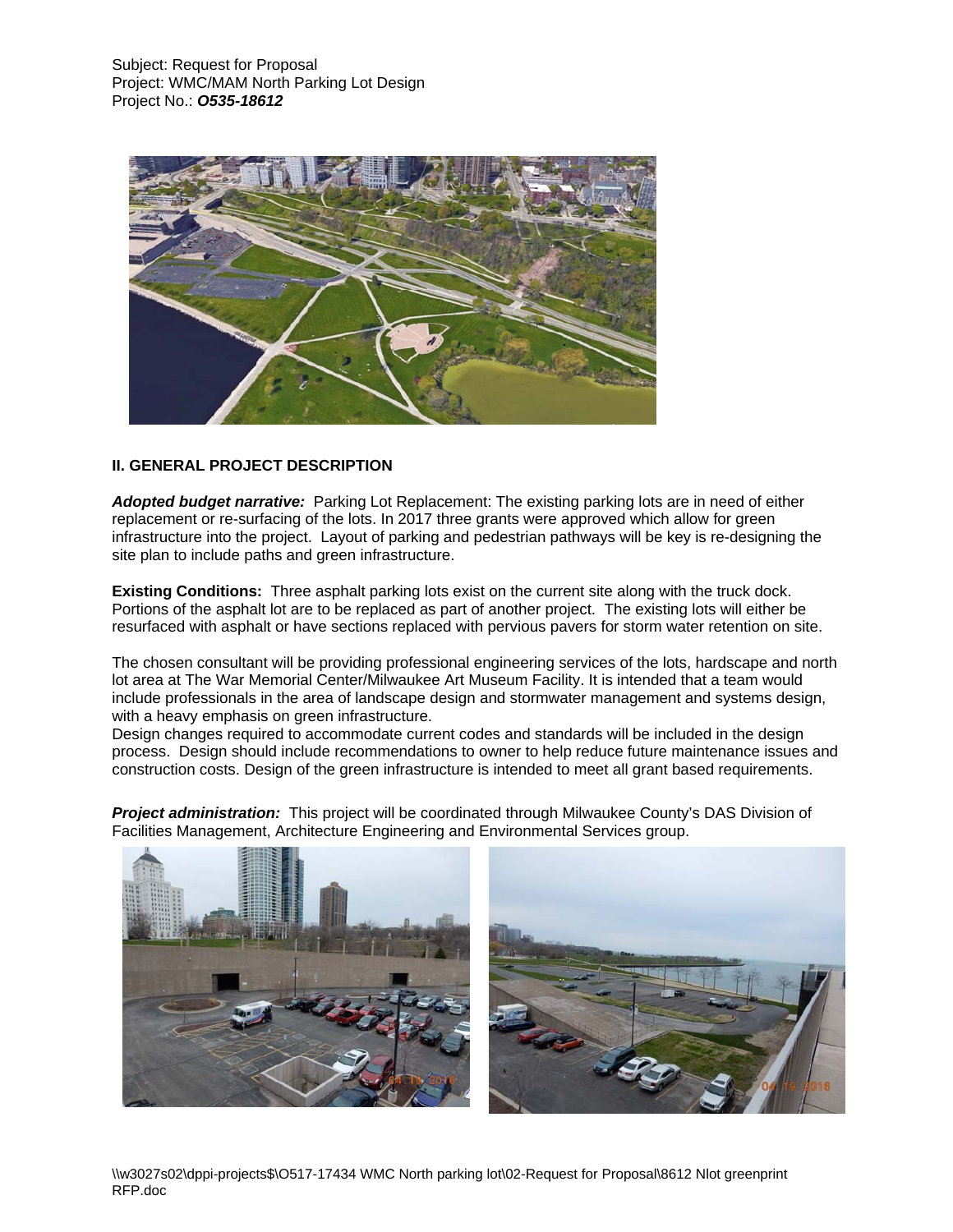Subject: Request for Proposal
Project: WMC/MAM North Parking Lot Design
Project No.: ***O535-18612***

**II. GENERAL PROJECT DESCRIPTION**

***Adopted budget narrative:*** Parking Lot Replacement: The existing parking lots are in need of either replacement or re-surfacing of the lots. In 2017 three grants were approved which allow for green infrastructure into the project. Layout of parking and pedestrian pathways will be key is re-designing the site plan to include paths and green infrastructure.

**Existing Conditions:** Three asphalt parking lots exist on the current site along with the truck dock. Portions of the asphalt lot are to be replaced as part of another project. The existing lots will either be resurfaced with asphalt or have sections replaced with pervious pavers for storm water retention on site.

The chosen consultant will be providing professional engineering services of the lots, hardscape and north lot area at The War Memorial Center/Milwaukee Art Museum Facility. It is intended that a team would include professionals in the area of landscape design and stormwater management and systems design, with a heavy emphasis on green infrastructure.
Design changes required to accommodate current codes and standards will be included in the design process. Design should include recommendations to owner to help reduce future maintenance issues and construction costs. Design of the green infrastructure is intended to meet all grant based requirements.

***Project administration:*** This project will be coordinated through Milwaukee County's DAS Division of Facilities Management, Architecture Engineering and Environmental Services group.

\\w3027s02\dppi-projects$\O517-17434 WMC North parking lot\02-Request for Proposal\8612 Nlot greenprint RFP.doc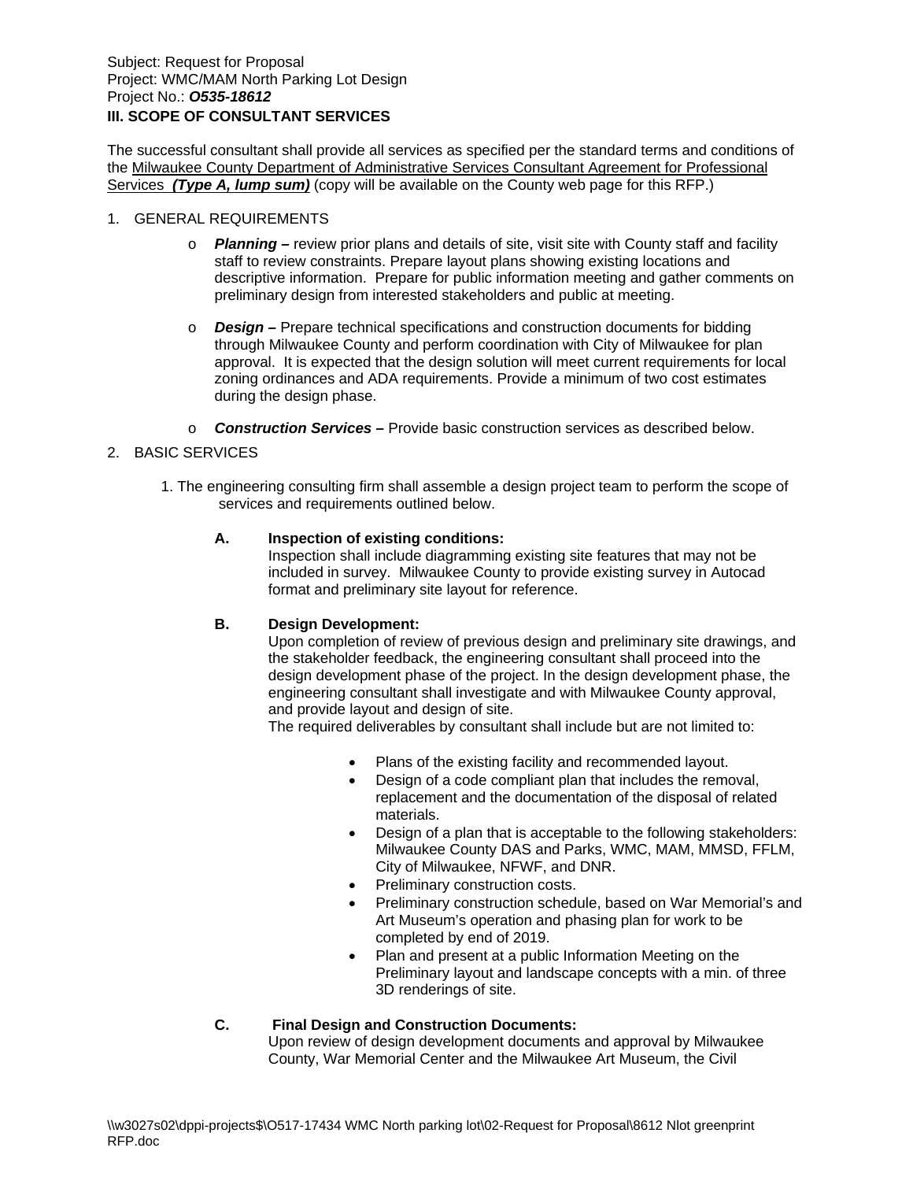Subject: Request for Proposal
Project: WMC/MAM North Parking Lot Design
Project No.: ***O535-18612***

**III. SCOPE OF CONSULTANT SERVICES**

The successful consultant shall provide all services as specified per the standard terms and conditions of the Milwaukee County Department of Administrative Services Consultant Agreement for Professional Services ***(Type A, lump sum)*** (copy will be available on the County web page for this RFP.)

1. GENERAL REQUIREMENTS

   - ***Planning –*** review prior plans and details of site, visit site with County staff and facility staff to review constraints. Prepare layout plans showing existing locations and descriptive information. Prepare for public information meeting and gather comments on preliminary design from interested stakeholders and public at meeting.

   - ***Design –*** Prepare technical specifications and construction documents for bidding through Milwaukee County and perform coordination with City of Milwaukee for plan approval. It is expected that the design solution will meet current requirements for local zoning ordinances and ADA requirements. Provide a minimum of two cost estimates during the design phase.

   - ***Construction Services –*** Provide basic construction services as described below.

2. BASIC SERVICES

   1. The engineering consulting firm shall assemble a design project team to perform the scope of services and requirements outlined below.

      **A. Inspection of existing conditions:**
      Inspection shall include diagramming existing site features that may not be included in survey. Milwaukee County to provide existing survey in Autocad format and preliminary site layout for reference.

      **B. Design Development:**
      Upon completion of review of previous design and preliminary site drawings, and the stakeholder feedback, the engineering consultant shall proceed into the design development phase of the project. In the design development phase, the engineering consultant shall investigate and with Milwaukee County approval, and provide layout and design of site.
      The required deliverables by consultant shall include but are not limited to:

      - Plans of the existing facility and recommended layout.
      - Design of a code compliant plan that includes the removal, replacement and the documentation of the disposal of related materials.
      - Design of a plan that is acceptable to the following stakeholders: Milwaukee County DAS and Parks, WMC, MAM, MMSD, FFLM, City of Milwaukee, NFWF, and DNR.
      - Preliminary construction costs.
      - Preliminary construction schedule, based on War Memorial's and Art Museum's operation and phasing plan for work to be completed by end of 2019.
      - Plan and present at a public Information Meeting on the Preliminary layout and landscape concepts with a min. of three 3D renderings of site.

      **C. Final Design and Construction Documents:**
      Upon review of design development documents and approval by Milwaukee County, War Memorial Center and the Milwaukee Art Museum, the Civil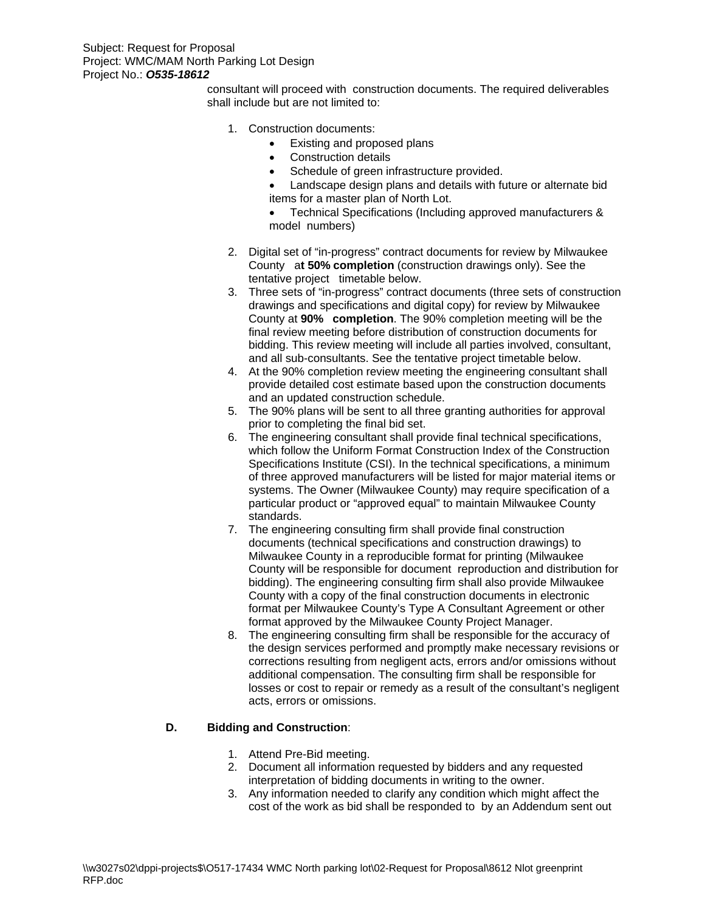consultant will proceed with construction documents. The required deliverables shall include but are not limited to:

1. Construction documents:
   - Existing and proposed plans
   - Construction details
   - Schedule of green infrastructure provided.
   - Landscape design plans and details with future or alternate bid items for a master plan of North Lot.
   - Technical Specifications (Including approved manufacturers & model numbers)

2. Digital set of "in-progress" contract documents for review by Milwaukee County a**t 50% completion** (construction drawings only). See the tentative project timetable below.
3. Three sets of "in-progress" contract documents (three sets of construction drawings and specifications and digital copy) for review by Milwaukee County at **90% completion**. The 90% completion meeting will be the final review meeting before distribution of construction documents for bidding. This review meeting will include all parties involved, consultant, and all sub-consultants. See the tentative project timetable below.
4. At the 90% completion review meeting the engineering consultant shall provide detailed cost estimate based upon the construction documents and an updated construction schedule.
5. The 90% plans will be sent to all three granting authorities for approval prior to completing the final bid set.
6. The engineering consultant shall provide final technical specifications, which follow the Uniform Format Construction Index of the Construction Specifications Institute (CSI). In the technical specifications, a minimum of three approved manufacturers will be listed for major material items or systems. The Owner (Milwaukee County) may require specification of a particular product or "approved equal" to maintain Milwaukee County standards.
7. The engineering consulting firm shall provide final construction documents (technical specifications and construction drawings) to Milwaukee County in a reproducible format for printing (Milwaukee County will be responsible for document reproduction and distribution for bidding). The engineering consulting firm shall also provide Milwaukee County with a copy of the final construction documents in electronic format per Milwaukee County's Type A Consultant Agreement or other format approved by the Milwaukee County Project Manager.
8. The engineering consulting firm shall be responsible for the accuracy of the design services performed and promptly make necessary revisions or corrections resulting from negligent acts, errors and/or omissions without additional compensation. The consulting firm shall be responsible for losses or cost to repair or remedy as a result of the consultant's negligent acts, errors or omissions.

**D. Bidding and Construction**:

1. Attend Pre-Bid meeting.
2. Document all information requested by bidders and any requested interpretation of bidding documents in writing to the owner.
3. Any information needed to clarify any condition which might affect the cost of the work as bid shall be responded to by an Addendum sent out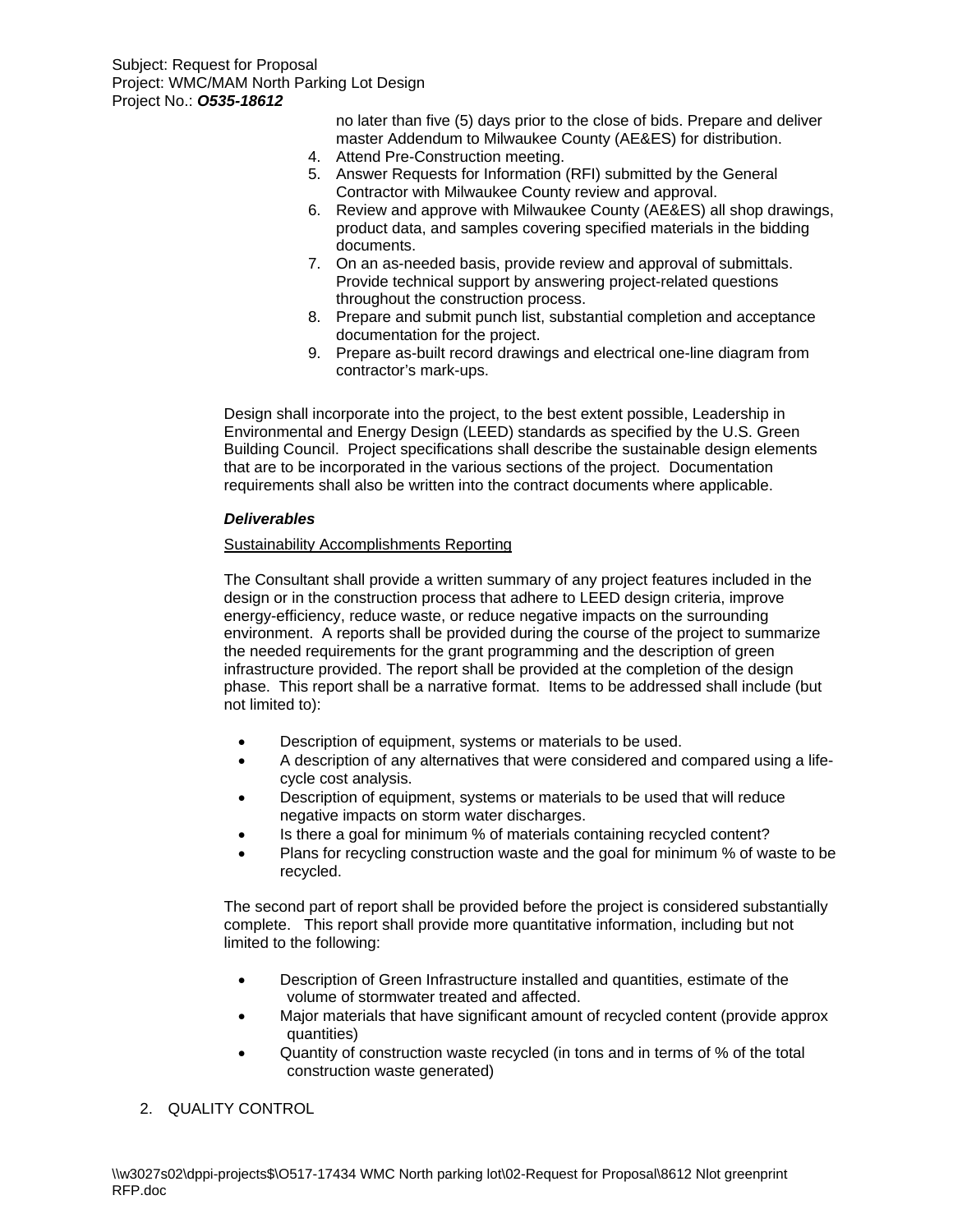no later than five (5) days prior to the close of bids. Prepare and deliver master Addendum to Milwaukee County (AE&ES) for distribution.

4. Attend Pre-Construction meeting.
5. Answer Requests for Information (RFI) submitted by the General Contractor with Milwaukee County review and approval.
6. Review and approve with Milwaukee County (AE&ES) all shop drawings, product data, and samples covering specified materials in the bidding documents.
7. On an as-needed basis, provide review and approval of submittals. Provide technical support by answering project-related questions throughout the construction process.
8. Prepare and submit punch list, substantial completion and acceptance documentation for the project.
9. Prepare as-built record drawings and electrical one-line diagram from contractor's mark-ups.

Design shall incorporate into the project, to the best extent possible, Leadership in Environmental and Energy Design (LEED) standards as specified by the U.S. Green Building Council. Project specifications shall describe the sustainable design elements that are to be incorporated in the various sections of the project. Documentation requirements shall also be written into the contract documents where applicable.

***Deliverables***

Sustainability Accomplishments Reporting

The Consultant shall provide a written summary of any project features included in the design or in the construction process that adhere to LEED design criteria, improve energy-efficiency, reduce waste, or reduce negative impacts on the surrounding environment. A reports shall be provided during the course of the project to summarize the needed requirements for the grant programming and the description of green infrastructure provided. The report shall be provided at the completion of the design phase. This report shall be a narrative format. Items to be addressed shall include (but not limited to):

- Description of equipment, systems or materials to be used.
- A description of any alternatives that were considered and compared using a life-cycle cost analysis.
- Description of equipment, systems or materials to be used that will reduce negative impacts on storm water discharges.
- Is there a goal for minimum % of materials containing recycled content?
- Plans for recycling construction waste and the goal for minimum % of waste to be recycled.

The second part of report shall be provided before the project is considered substantially complete. This report shall provide more quantitative information, including but not limited to the following:

- Description of Green Infrastructure installed and quantities, estimate of the volume of stormwater treated and affected.
- Major materials that have significant amount of recycled content (provide approx quantities)
- Quantity of construction waste recycled (in tons and in terms of % of the total construction waste generated)

2. QUALITY CONTROL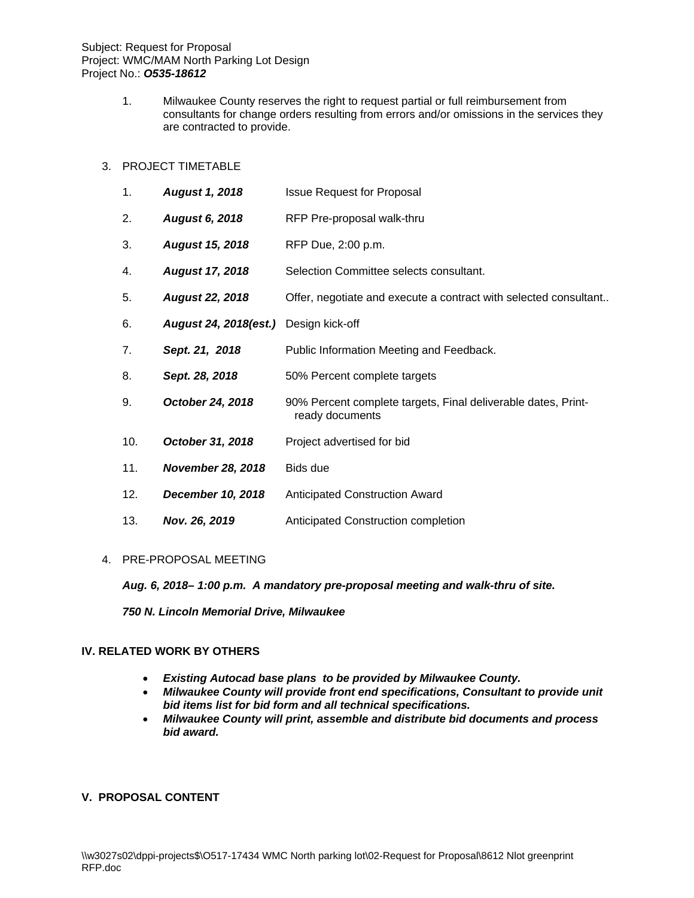1. Milwaukee County reserves the right to request partial or full reimbursement from consultants for change orders resulting from errors and/or omissions in the services they are contracted to provide.

3. PROJECT TIMETABLE

| | | |
|---|---|---|
| 1. | ***August 1, 2018*** | Issue Request for Proposal |
| 2. | ***August 6, 2018*** | RFP Pre-proposal walk-thru |
| 3. | ***August 15, 2018*** | RFP Due, 2:00 p.m. |
| 4. | ***August 17, 2018*** | Selection Committee selects consultant. |
| 5. | ***August 22, 2018*** | Offer, negotiate and execute a contract with selected consultant.. |
| 6. | ***August 24, 2018(est.)*** | Design kick-off |
| 7. | ***Sept. 21, 2018*** | Public Information Meeting and Feedback. |
| 8. | ***Sept. 28, 2018*** | 50% Percent complete targets |
| 9. | ***October 24, 2018*** | 90% Percent complete targets, Final deliverable dates, Print-ready documents |
| 10. | ***October 31, 2018*** | Project advertised for bid |
| 11. | ***November 28, 2018*** | Bids due |
| 12. | ***December 10, 2018*** | Anticipated Construction Award |
| 13. | ***Nov. 26, 2019*** | Anticipated Construction completion |

4. PRE-PROPOSAL MEETING

***Aug. 6, 2018– 1:00 p.m. A mandatory pre-proposal meeting and walk-thru of site.***

***750 N. Lincoln Memorial Drive, Milwaukee***

## IV. RELATED WORK BY OTHERS

- ***Existing Autocad base plans to be provided by Milwaukee County.***
- ***Milwaukee County will provide front end specifications, Consultant to provide unit bid items list for bid form and all technical specifications.***
- ***Milwaukee County will print, assemble and distribute bid documents and process bid award.***

## V. PROPOSAL CONTENT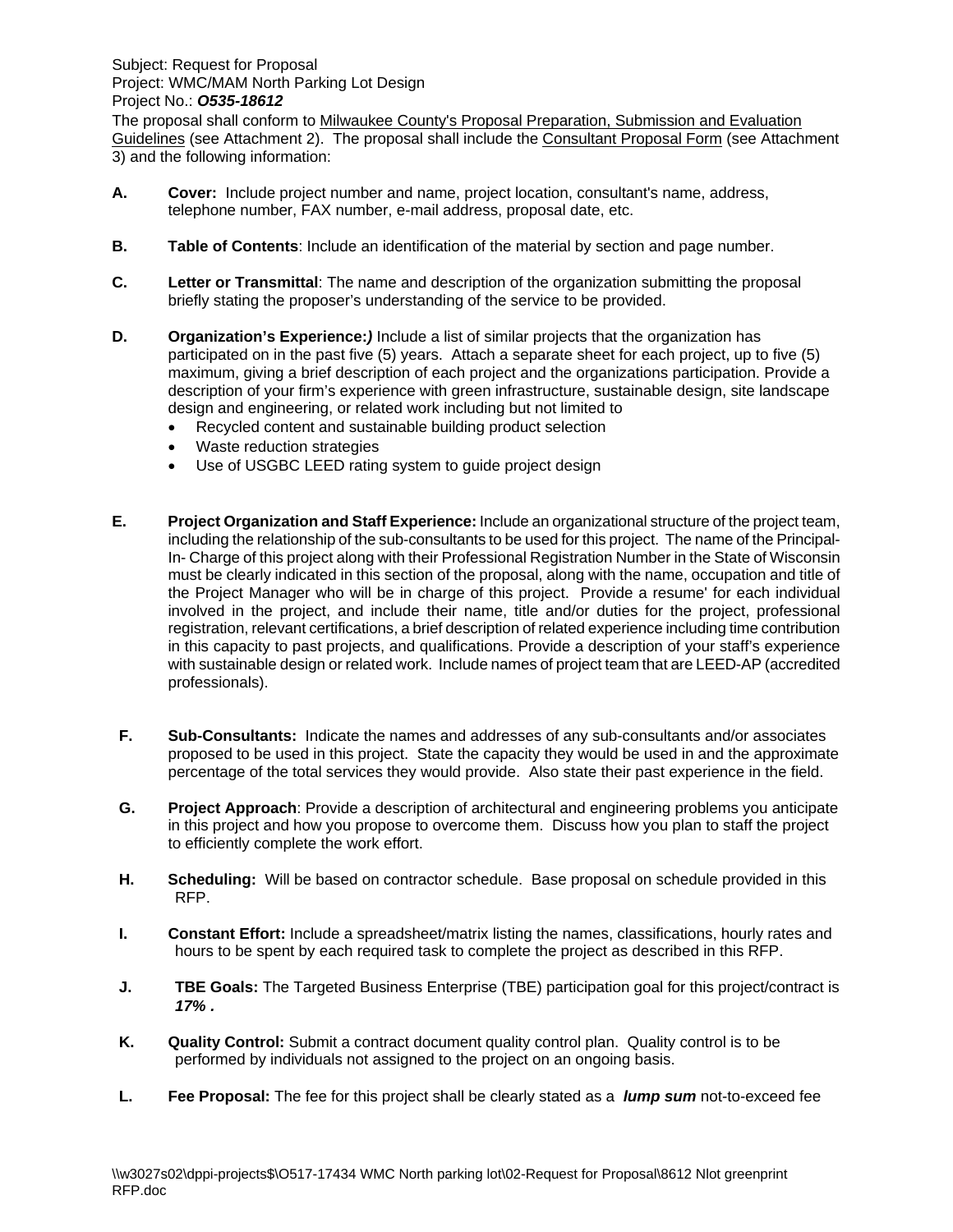Subject: Request for Proposal
Project: WMC/MAM North Parking Lot Design
Project No.: ***O535-18612***

The proposal shall conform to Milwaukee County's Proposal Preparation, Submission and Evaluation Guidelines (see Attachment 2). The proposal shall include the Consultant Proposal Form (see Attachment 3) and the following information:

**A.** **Cover:** Include project number and name, project location, consultant's name, address, telephone number, FAX number, e-mail address, proposal date, etc.

**B.** **Table of Contents**: Include an identification of the material by section and page number.

**C.** **Letter or Transmittal**: The name and description of the organization submitting the proposal briefly stating the proposer's understanding of the service to be provided.

**D.** **Organization's Experience:*)*** Include a list of similar projects that the organization has participated on in the past five (5) years. Attach a separate sheet for each project, up to five (5) maximum, giving a brief description of each project and the organizations participation. Provide a description of your firm's experience with green infrastructure, sustainable design, site landscape design and engineering, or related work including but not limited to

- Recycled content and sustainable building product selection
- Waste reduction strategies
- Use of USGBC LEED rating system to guide project design

**E.** **Project Organization and Staff Experience:** Include an organizational structure of the project team, including the relationship of the sub-consultants to be used for this project. The name of the Principal-In- Charge of this project along with their Professional Registration Number in the State of Wisconsin must be clearly indicated in this section of the proposal, along with the name, occupation and title of the Project Manager who will be in charge of this project. Provide a resume' for each individual involved in the project, and include their name, title and/or duties for the project, professional registration, relevant certifications, a brief description of related experience including time contribution in this capacity to past projects, and qualifications. Provide a description of your staff's experience with sustainable design or related work. Include names of project team that are LEED-AP (accredited professionals).

**F.** **Sub-Consultants:** Indicate the names and addresses of any sub-consultants and/or associates proposed to be used in this project. State the capacity they would be used in and the approximate percentage of the total services they would provide. Also state their past experience in the field.

**G.** **Project Approach**: Provide a description of architectural and engineering problems you anticipate in this project and how you propose to overcome them. Discuss how you plan to staff the project to efficiently complete the work effort.

**H.** **Scheduling:** Will be based on contractor schedule. Base proposal on schedule provided in this RFP.

**I.** **Constant Effort:** Include a spreadsheet/matrix listing the names, classifications, hourly rates and hours to be spent by each required task to complete the project as described in this RFP.

**J.** **TBE Goals:** The Targeted Business Enterprise (TBE) participation goal for this project/contract is ***17% .***

**K.** **Quality Control:** Submit a contract document quality control plan. Quality control is to be performed by individuals not assigned to the project on an ongoing basis.

**L.** **Fee Proposal:** The fee for this project shall be clearly stated as a ***lump sum*** not-to-exceed fee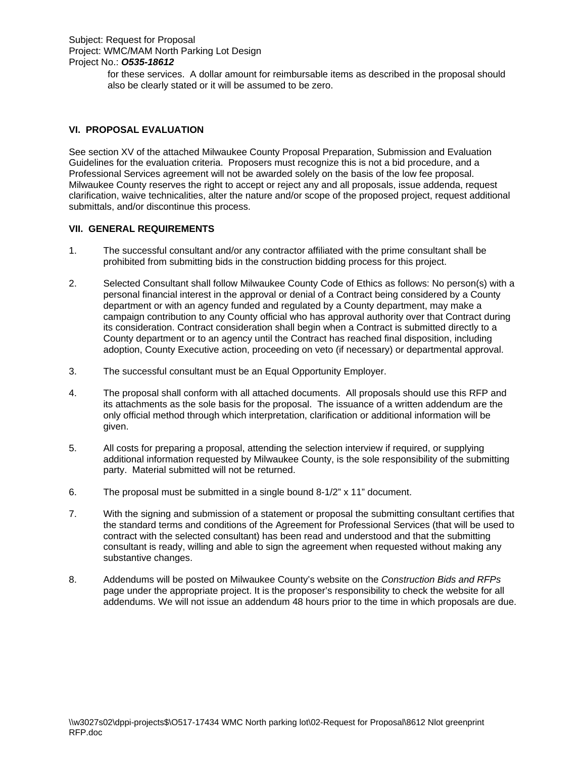for these services. A dollar amount for reimbursable items as described in the proposal should also be clearly stated or it will be assumed to be zero.

## VI. PROPOSAL EVALUATION

See section XV of the attached Milwaukee County Proposal Preparation, Submission and Evaluation Guidelines for the evaluation criteria. Proposers must recognize this is not a bid procedure, and a Professional Services agreement will not be awarded solely on the basis of the low fee proposal. Milwaukee County reserves the right to accept or reject any and all proposals, issue addenda, request clarification, waive technicalities, alter the nature and/or scope of the proposed project, request additional submittals, and/or discontinue this process.

## VII. GENERAL REQUIREMENTS

1. The successful consultant and/or any contractor affiliated with the prime consultant shall be prohibited from submitting bids in the construction bidding process for this project.

2. Selected Consultant shall follow Milwaukee County Code of Ethics as follows: No person(s) with a personal financial interest in the approval or denial of a Contract being considered by a County department or with an agency funded and regulated by a County department, may make a campaign contribution to any County official who has approval authority over that Contract during its consideration. Contract consideration shall begin when a Contract is submitted directly to a County department or to an agency until the Contract has reached final disposition, including adoption, County Executive action, proceeding on veto (if necessary) or departmental approval.

3. The successful consultant must be an Equal Opportunity Employer.

4. The proposal shall conform with all attached documents. All proposals should use this RFP and its attachments as the sole basis for the proposal. The issuance of a written addendum are the only official method through which interpretation, clarification or additional information will be given.

5. All costs for preparing a proposal, attending the selection interview if required, or supplying additional information requested by Milwaukee County, is the sole responsibility of the submitting party. Material submitted will not be returned.

6. The proposal must be submitted in a single bound 8-1/2" x 11" document.

7. With the signing and submission of a statement or proposal the submitting consultant certifies that the standard terms and conditions of the Agreement for Professional Services (that will be used to contract with the selected consultant) has been read and understood and that the submitting consultant is ready, willing and able to sign the agreement when requested without making any substantive changes.

8. Addendums will be posted on Milwaukee County's website on the *Construction Bids and RFPs* page under the appropriate project. It is the proposer's responsibility to check the website for all addendums. We will not issue an addendum 48 hours prior to the time in which proposals are due.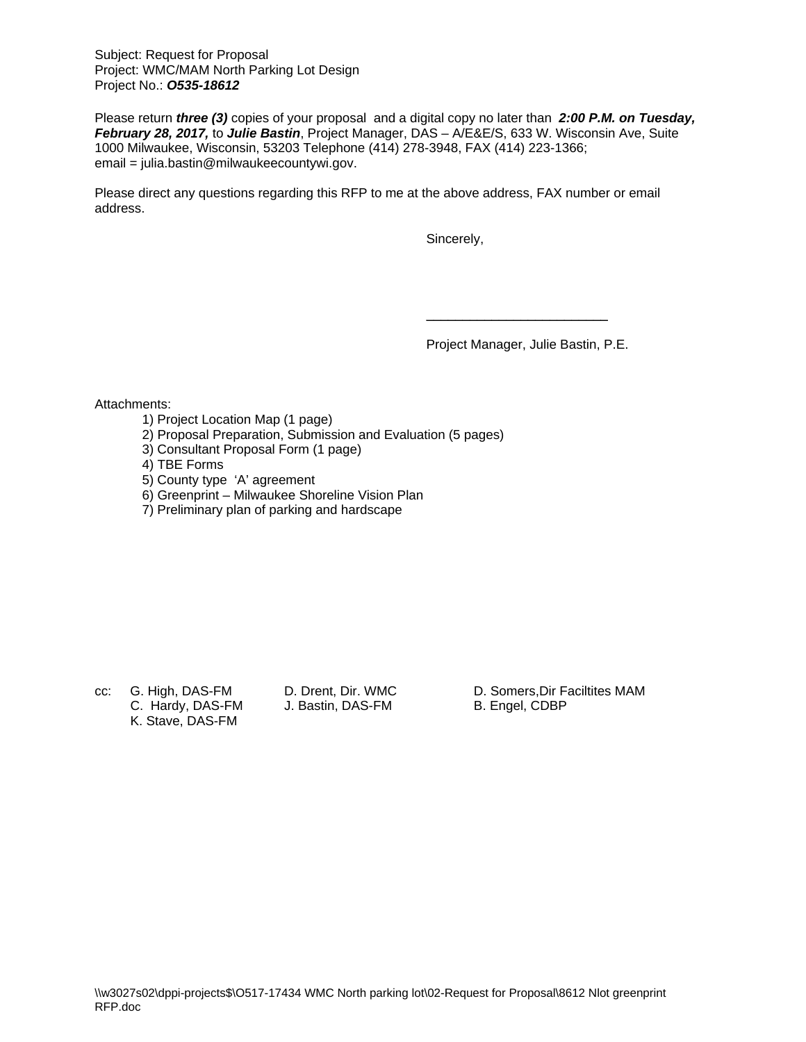Subject: Request for Proposal
Project: WMC/MAM North Parking Lot Design
Project No.: ***O535-18612***

Please return ***three (3)*** copies of your proposal and a digital copy no later than ***2:00 P.M. on Tuesday, February 28, 2017,*** to ***Julie Bastin***, Project Manager, DAS – A/E&E/S, 633 W. Wisconsin Ave, Suite 1000 Milwaukee, Wisconsin, 53203 Telephone (414) 278-3948, FAX (414) 223-1366;
email = julia.bastin@milwaukeecountywi.gov.

Please direct any questions regarding this RFP to me at the above address, FAX number or email address.

Sincerely,

\_\_\_\_\_\_\_\_\_\_\_\_\_\_\_\_\_\_\_\_\_\_\_\_\_

Project Manager, Julie Bastin, P.E.

Attachments:

1) Project Location Map (1 page)
2) Proposal Preparation, Submission and Evaluation (5 pages)
3) Consultant Proposal Form (1 page)
4) TBE Forms
5) County type 'A' agreement
6) Greenprint – Milwaukee Shoreline Vision Plan
7) Preliminary plan of parking and hardscape

cc: G. High, DAS-FM
C. Hardy, DAS-FM
K. Stave, DAS-FM
D. Drent, Dir. WMC
J. Bastin, DAS-FM
D. Somers,Dir Faciltites MAM
B. Engel, CDBP

\\w3027s02\dppi-projects$\O517-17434 WMC North parking lot\02-Request for Proposal\8612 Nlot greenprint RFP.doc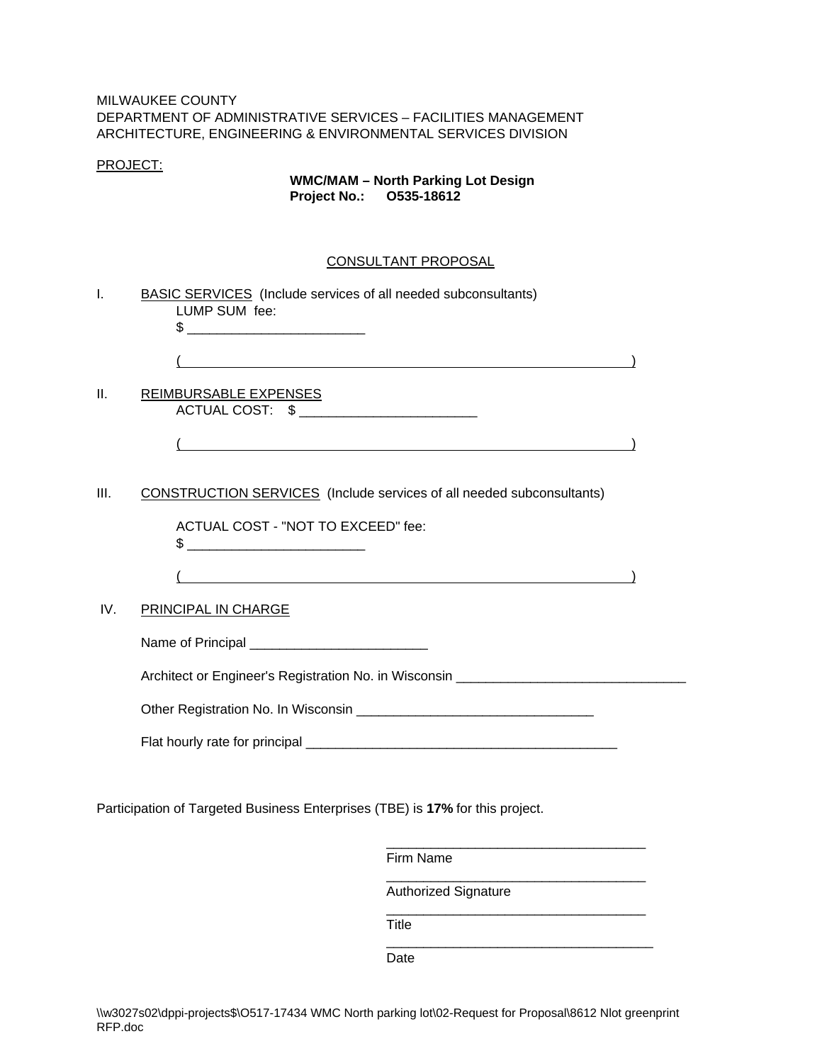MILWAUKEE COUNTY
DEPARTMENT OF ADMINISTRATIVE SERVICES – FACILITIES MANAGEMENT
ARCHITECTURE, ENGINEERING & ENVIRONMENTAL SERVICES DIVISION

PROJECT:

**WMC/MAM – North Parking Lot Design**
**Project No.: O535-18612**

CONSULTANT PROPOSAL

I. BASIC SERVICES (Include services of all needed subconsultants)
LUMP SUM fee:
$ ________________________

( )

II. REIMBURSABLE EXPENSES
ACTUAL COST: $ ________________________

( )

III. CONSTRUCTION SERVICES (Include services of all needed subconsultants)

ACTUAL COST - "NOT TO EXCEED" fee:
$ ________________________

( )

IV. PRINCIPAL IN CHARGE

Name of Principal ________________________

Architect or Engineer's Registration No. in Wisconsin _______________________________

Other Registration No. In Wisconsin ________________________________

Flat hourly rate for principal ___________________________________________

Participation of Targeted Business Enterprises (TBE) is **17%** for this project.

____________________________________
Firm Name

____________________________________
Authorized Signature

____________________________________
Title

____________________________________
Date

\\w3027s02\dppi-projects$\O517-17434 WMC North parking lot\02-Request for Proposal\8612 Nlot greenprint RFP.doc